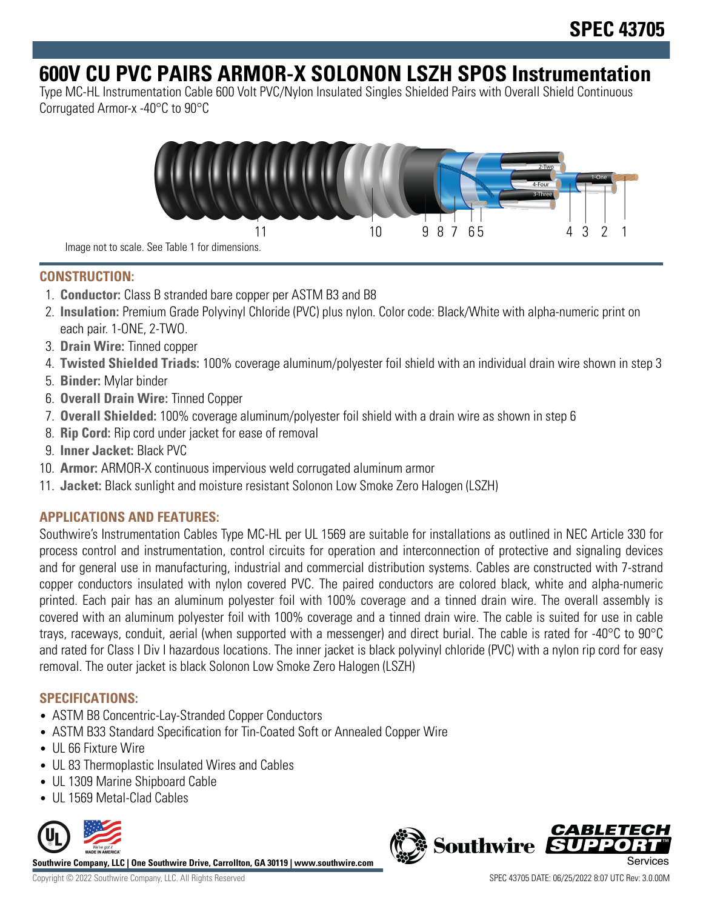SPEC 43705

# 600V CU PVC PAIRS ARMOR-X SOLONON LSZH SPOS Instrumentation

Type MC-HL Instrumentation Cable 600 Volt PVC/Nylon Insulated Singles Shielded Pairs with Overall Shield Continuous Corrugated Armor-x -40°C to 90°C

Image not to scale. See Table 1 for dimensions.

## CONSTRUCTION:

1. **Conductor:** Class B stranded bare copper per ASTM B3 and B8
2. **Insulation:** Premium Grade Polyvinyl Chloride (PVC) plus nylon. Color code: Black/White with alpha-numeric print on each pair. 1-ONE, 2-TWO.
3. **Drain Wire:** Tinned copper
4. **Twisted Shielded Triads:** 100% coverage aluminum/polyester foil shield with an individual drain wire shown in step 3
5. **Binder:** Mylar binder
6. **Overall Drain Wire:** Tinned Copper
7. **Overall Shielded:** 100% coverage aluminum/polyester foil shield with a drain wire as shown in step 6
8. **Rip Cord:** Rip cord under jacket for ease of removal
9. **Inner Jacket:** Black PVC
10. **Armor:** ARMOR-X continuous impervious weld corrugated aluminum armor
11. **Jacket:** Black sunlight and moisture resistant Solonon Low Smoke Zero Halogen (LSZH)

## APPLICATIONS AND FEATURES:

Southwire's Instrumentation Cables Type MC-HL per UL 1569 are suitable for installations as outlined in NEC Article 330 for process control and instrumentation, control circuits for operation and interconnection of protective and signaling devices and for general use in manufacturing, industrial and commercial distribution systems. Cables are constructed with 7-strand copper conductors insulated with nylon covered PVC. The paired conductors are colored black, white and alpha-numeric printed. Each pair has an aluminum polyester foil with 100% coverage and a tinned drain wire. The overall assembly is covered with an aluminum polyester foil with 100% coverage and a tinned drain wire. The cable is suited for use in cable trays, raceways, conduit, aerial (when supported with a messenger) and direct burial. The cable is rated for -40°C to 90°C and rated for Class I Div I hazardous locations. The inner jacket is black polyvinyl chloride (PVC) with a nylon rip cord for easy removal. The outer jacket is black Solonon Low Smoke Zero Halogen (LSZH)

## SPECIFICATIONS:

- ASTM B8 Concentric-Lay-Stranded Copper Conductors
- ASTM B33 Standard Specification for Tin-Coated Soft or Annealed Copper Wire
- UL 66 Fixture Wire
- UL 83 Thermoplastic Insulated Wires and Cables
- UL 1309 Marine Shipboard Cable
- UL 1569 Metal-Clad Cables

**Southwire Company, LLC | One Southwire Drive, Carrollton, GA 30119 | www.southwire.com**

Copyright © 2022 Southwire Company, LLC. All Rights Reserved

SPEC 43705 DATE: 06/25/2022 8:07 UTC Rev: 3.0.00M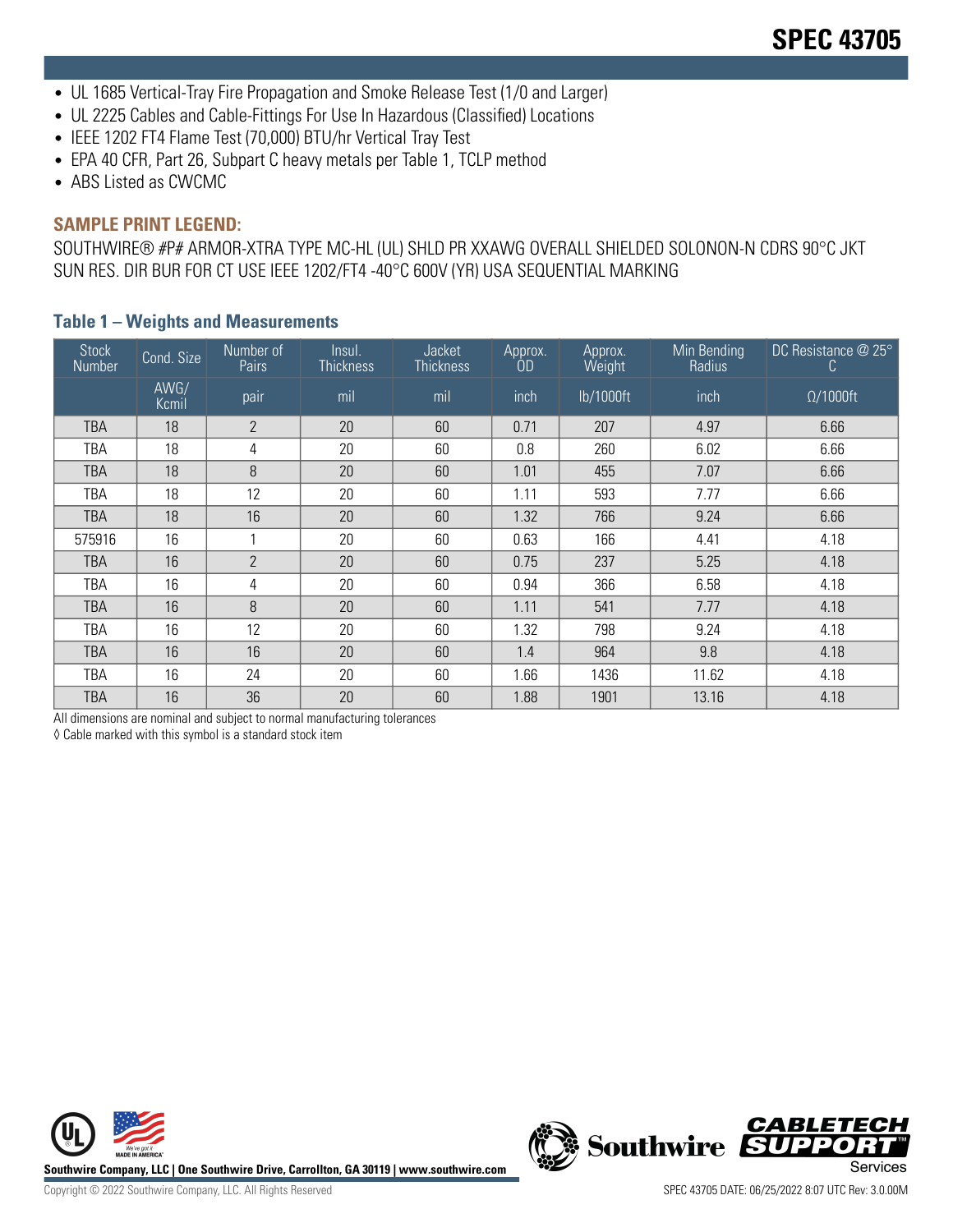- UL 1685 Vertical-Tray Fire Propagation and Smoke Release Test (1/0 and Larger)
- UL 2225 Cables and Cable-Fittings For Use In Hazardous (Classified) Locations
- IEEE 1202 FT4 Flame Test (70,000) BTU/hr Vertical Tray Test
- EPA 40 CFR, Part 26, Subpart C heavy metals per Table 1, TCLP method
- ABS Listed as CWCMC

## SAMPLE PRINT LEGEND:

SOUTHWIRE® #P# ARMOR-XTRA TYPE MC-HL (UL) SHLD PR XXAWG OVERALL SHIELDED SOLONON-N CDRS 90°C JKT SUN RES. DIR BUR FOR CT USE IEEE 1202/FT4 -40°C 600V (YR) USA SEQUENTIAL MARKING

### Table 1 – Weights and Measurements

| Stock Number | Cond. Size | Number of Pairs | Insul. Thickness | Jacket Thickness | Approx. OD | Approx. Weight | Min Bending Radius | DC Resistance @ 25° C |
|---|---|---|---|---|---|---|---|---|
| | AWG/ Kcmil | pair | mil | mil | inch | lb/1000ft | inch | Ω/1000ft |
| TBA | 18 | 2 | 20 | 60 | 0.71 | 207 | 4.97 | 6.66 |
| TBA | 18 | 4 | 20 | 60 | 0.8 | 260 | 6.02 | 6.66 |
| TBA | 18 | 8 | 20 | 60 | 1.01 | 455 | 7.07 | 6.66 |
| TBA | 18 | 12 | 20 | 60 | 1.11 | 593 | 7.77 | 6.66 |
| TBA | 18 | 16 | 20 | 60 | 1.32 | 766 | 9.24 | 6.66 |
| 575916 | 16 | 1 | 20 | 60 | 0.63 | 166 | 4.41 | 4.18 |
| TBA | 16 | 2 | 20 | 60 | 0.75 | 237 | 5.25 | 4.18 |
| TBA | 16 | 4 | 20 | 60 | 0.94 | 366 | 6.58 | 4.18 |
| TBA | 16 | 8 | 20 | 60 | 1.11 | 541 | 7.77 | 4.18 |
| TBA | 16 | 12 | 20 | 60 | 1.32 | 798 | 9.24 | 4.18 |
| TBA | 16 | 16 | 20 | 60 | 1.4 | 964 | 9.8 | 4.18 |
| TBA | 16 | 24 | 20 | 60 | 1.66 | 1436 | 11.62 | 4.18 |
| TBA | 16 | 36 | 20 | 60 | 1.88 | 1901 | 13.16 | 4.18 |

All dimensions are nominal and subject to normal manufacturing tolerances

◊ Cable marked with this symbol is a standard stock item

Southwire Company, LLC | One Southwire Drive, Carrollton, GA 30119 | www.southwire.com

Copyright © 2022 Southwire Company, LLC. All Rights Reserved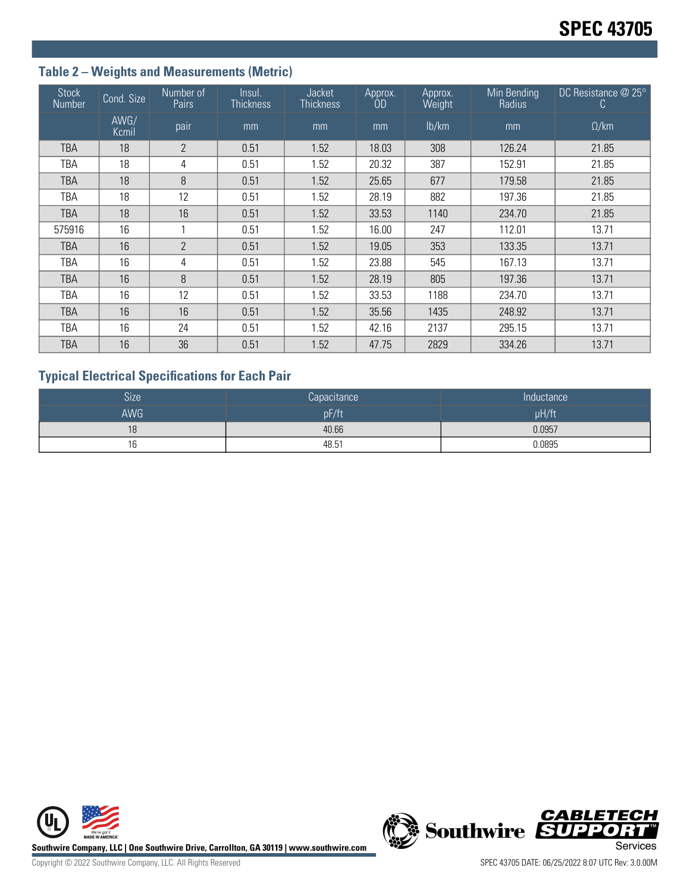## Table 2 – Weights and Measurements (Metric)

| Stock Number | Cond. Size | Number of Pairs | Insul. Thickness | Jacket Thickness | Approx. OD | Approx. Weight | Min Bending Radius | DC Resistance @ 25° C |
|---|---|---|---|---|---|---|---|---|
| | AWG/ Kcmil | pair | mm | mm | mm | lb/km | mm | Ω/km |
| TBA | 18 | 2 | 0.51 | 1.52 | 18.03 | 308 | 126.24 | 21.85 |
| TBA | 18 | 4 | 0.51 | 1.52 | 20.32 | 387 | 152.91 | 21.85 |
| TBA | 18 | 8 | 0.51 | 1.52 | 25.65 | 677 | 179.58 | 21.85 |
| TBA | 18 | 12 | 0.51 | 1.52 | 28.19 | 882 | 197.36 | 21.85 |
| TBA | 18 | 16 | 0.51 | 1.52 | 33.53 | 1140 | 234.70 | 21.85 |
| 575916 | 16 | 1 | 0.51 | 1.52 | 16.00 | 247 | 112.01 | 13.71 |
| TBA | 16 | 2 | 0.51 | 1.52 | 19.05 | 353 | 133.35 | 13.71 |
| TBA | 16 | 4 | 0.51 | 1.52 | 23.88 | 545 | 167.13 | 13.71 |
| TBA | 16 | 8 | 0.51 | 1.52 | 28.19 | 805 | 197.36 | 13.71 |
| TBA | 16 | 12 | 0.51 | 1.52 | 33.53 | 1188 | 234.70 | 13.71 |
| TBA | 16 | 16 | 0.51 | 1.52 | 35.56 | 1435 | 248.92 | 13.71 |
| TBA | 16 | 24 | 0.51 | 1.52 | 42.16 | 2137 | 295.15 | 13.71 |
| TBA | 16 | 36 | 0.51 | 1.52 | 47.75 | 2829 | 334.26 | 13.71 |

## Typical Electrical Specifications for Each Pair

| Size | Capacitance | Inductance |
|---|---|---|
| AWG | pF/ft | μH/ft |
| 18 | 40.66 | 0.0957 |
| 16 | 48.51 | 0.0895 |

Southwire Company, LLC | One Southwire Drive, Carrollton, GA 30119 | www.southwire.com

Copyright © 2022 Southwire Company, LLC. All Rights Reserved

SPEC 43705 DATE: 06/25/2022 8:07 UTC Rev: 3.0.00M